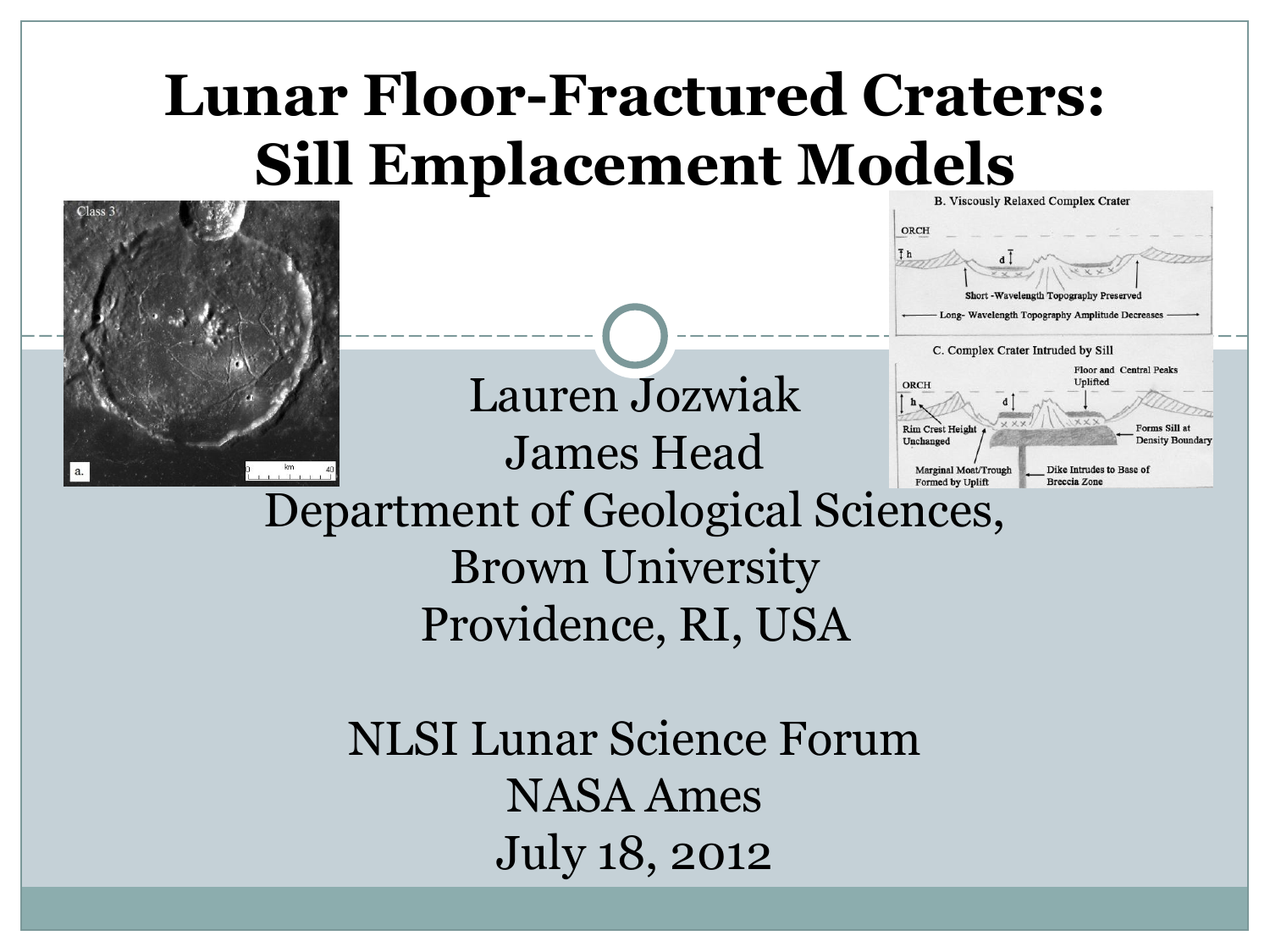# Lunar Floor-Fractured Craters: Sill Emplacement Models

Lauren Jozwiak

James Head

Department of Geological Sciences,

Brown University

Providence, RI, USA

NLSI Lunar Science Forum

NASA Ames

July 18, 2012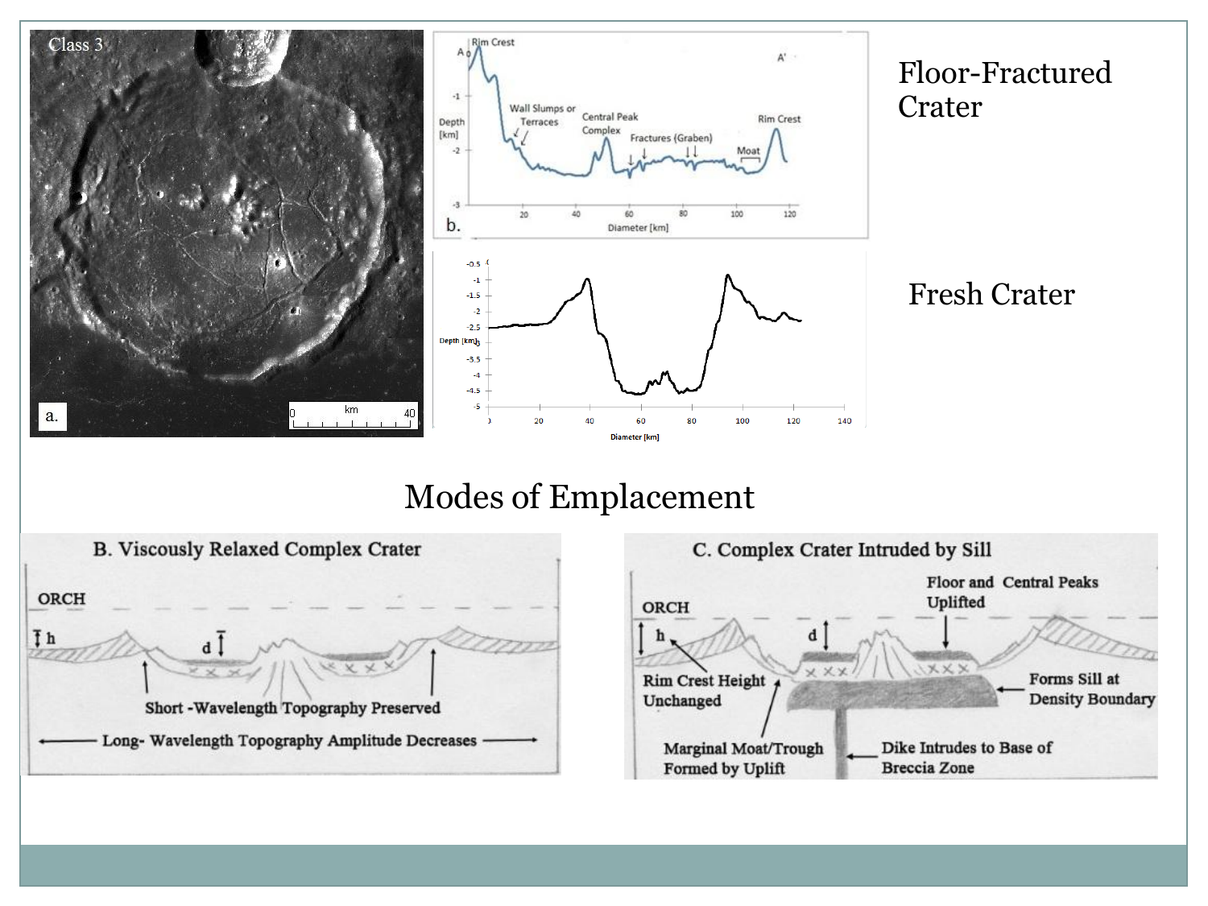Floor-Fractured Crater

Fresh Crater

# Modes of Emplacement

B. Viscously Relaxed Complex Crater

ORCH

h

d

Short -Wavelength Topography Preserved

Long- Wavelength Topography Amplitude Decreases

C. Complex Crater Intruded by Sill

ORCH

h

d

Floor and Central Peaks Uplifted

Rim Crest Height Unchanged

Forms Sill at Density Boundary

Marginal Moat/Trough Formed by Uplift

Dike Intrudes to Base of Breccia Zone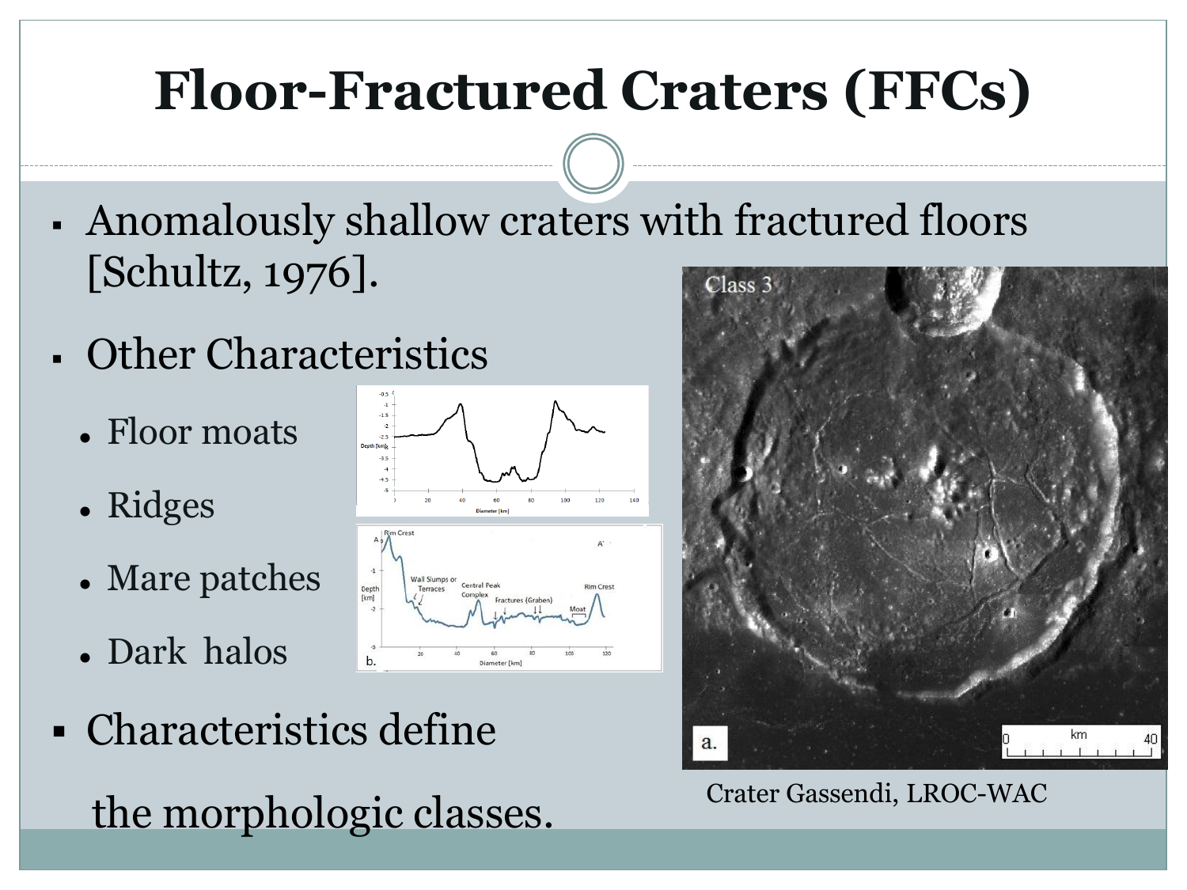# Floor-Fractured Craters (FFCs)

- Anomalously shallow craters with fractured floors [Schultz, 1976].
- Other Characteristics
  - Floor moats
  - Ridges
  - Mare patches
  - Dark halos
- Characteristics define the morphologic classes.

Crater Gassendi, LROC-WAC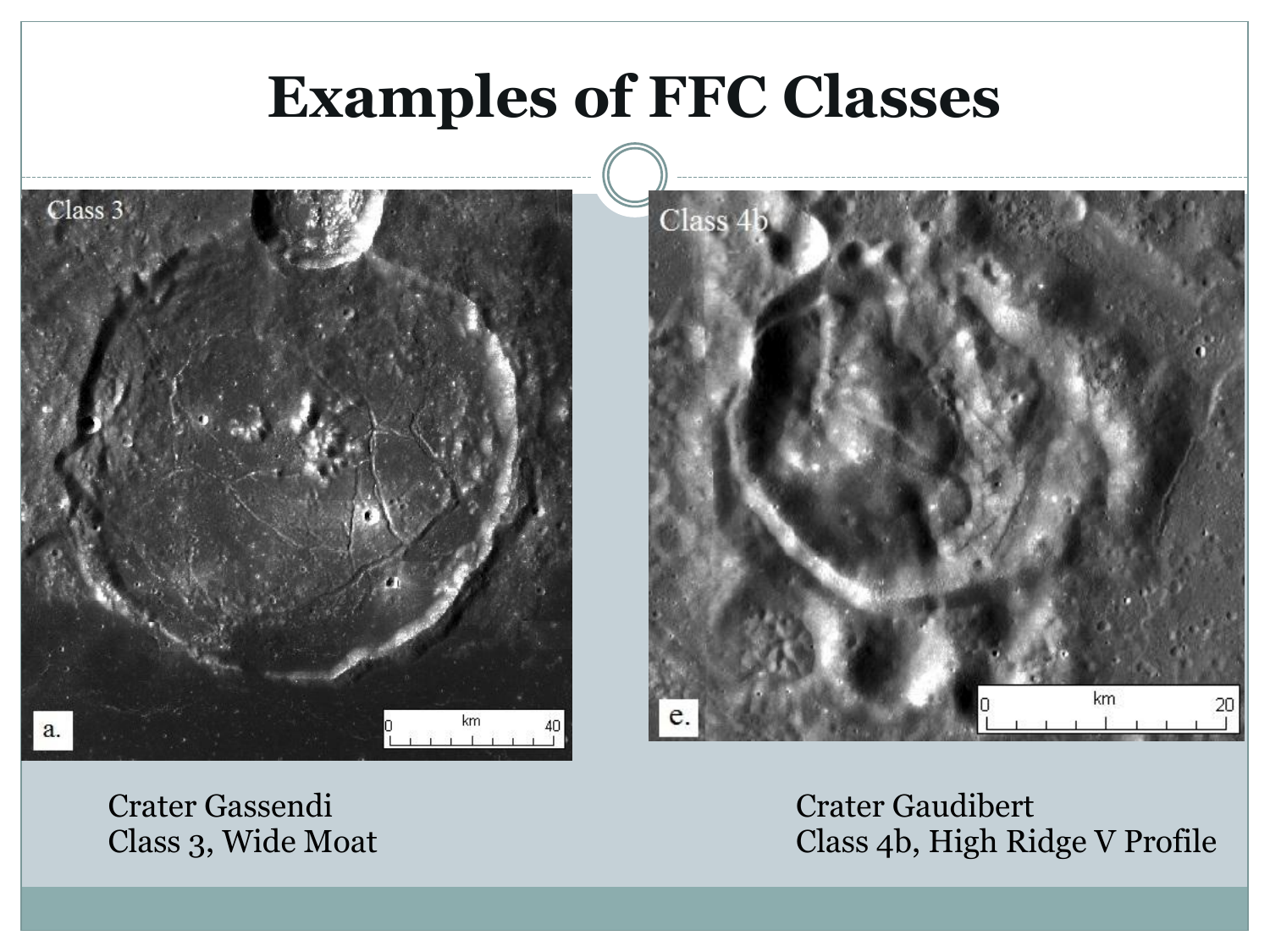# Examples of FFC Classes

Crater Gassendi
Class 3, Wide Moat

Crater Gaudibert
Class 4b, High Ridge V Profile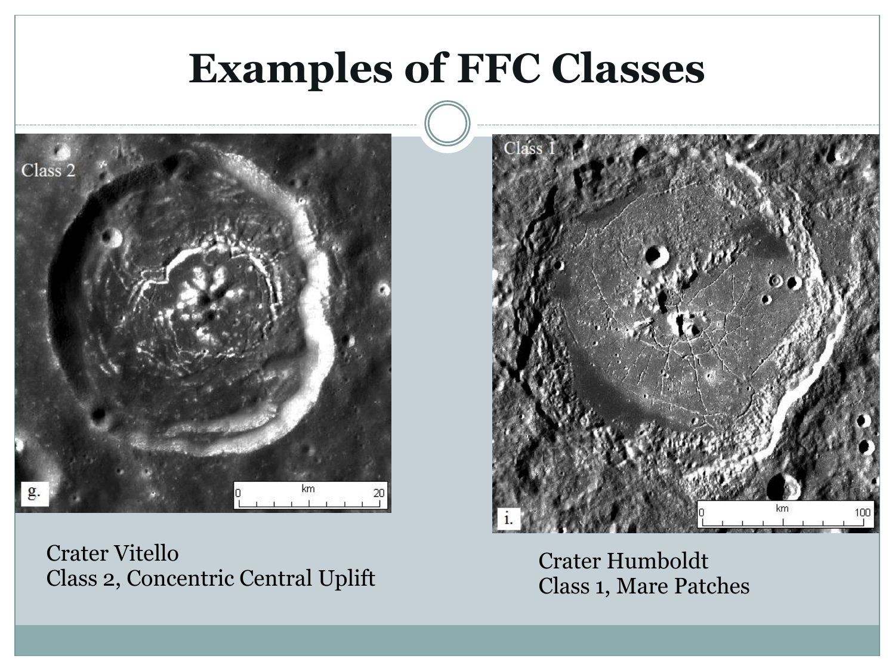# Examples of FFC Classes

Crater Vitello
Class 2, Concentric Central Uplift

Crater Humboldt
Class 1, Mare Patches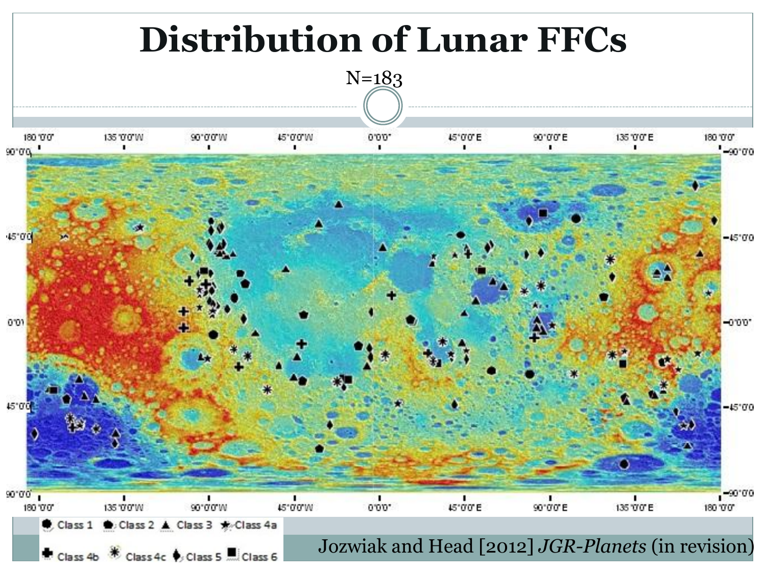# Distribution of Lunar FFCs

N=183

Class 1 Class 2 Class 3 Class 4a Class 4b Class 4c Class 5 Class 6

Jozwiak and Head [2012] *JGR-Planets* (in revision)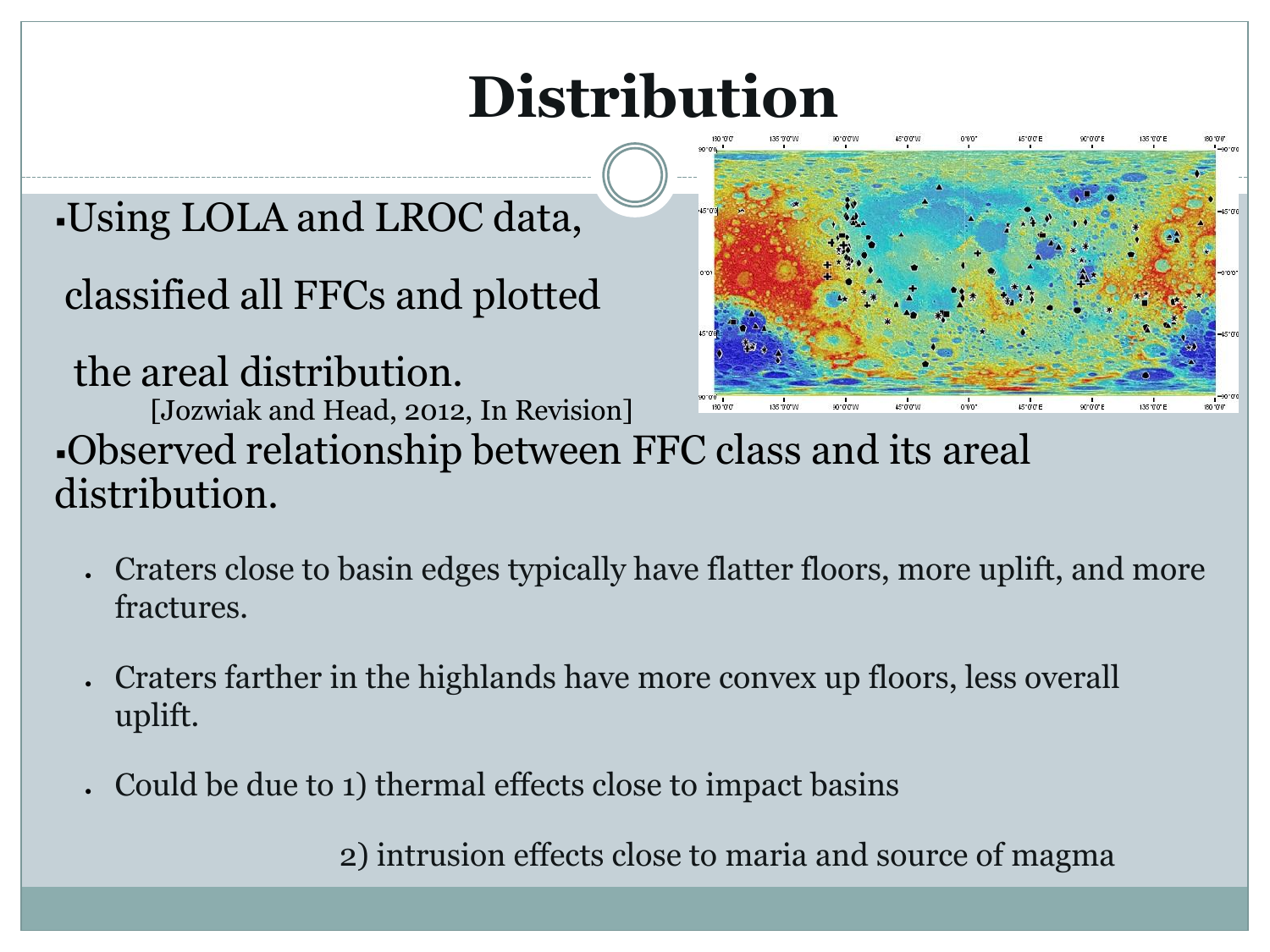# Distribution

- Using LOLA and LROC data, classified all FFCs and plotted the areal distribution. [Jozwiak and Head, 2012, In Revision]
- Observed relationship between FFC class and its areal distribution.
  - Craters close to basin edges typically have flatter floors, more uplift, and more fractures.
  - Craters farther in the highlands have more convex up floors, less overall uplift.
  - Could be due to 1) thermal effects close to impact basins

    2) intrusion effects close to maria and source of magma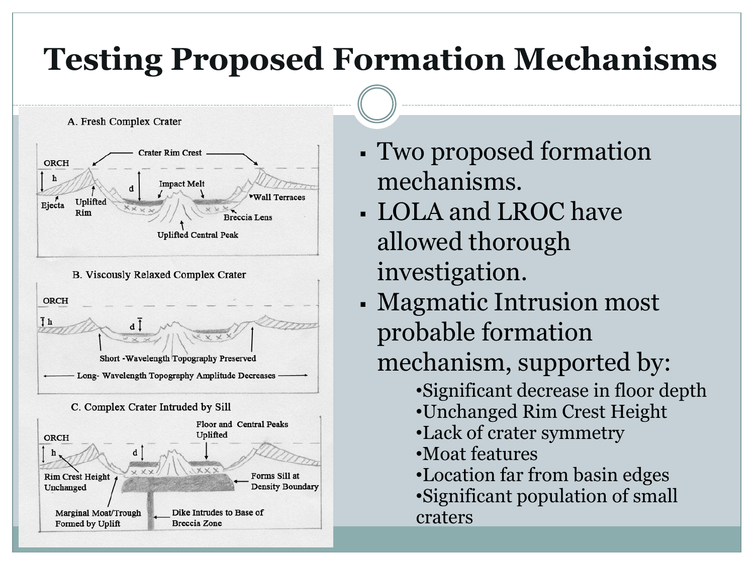# Testing Proposed Formation Mechanisms

A. Fresh Complex Crater

ORCH, Crater Rim Crest, h, d, Impact Melt, Ejecta, Uplifted Rim, Wall Terraces, Breccia Lens, Uplifted Central Peak

B. Viscously Relaxed Complex Crater

ORCH, h, d, Short -Wavelength Topography Preserved, Long- Wavelength Topography Amplitude Decreases

C. Complex Crater Intruded by Sill

ORCH, Floor and Central Peaks Uplifted, h, d, Rim Crest Height Unchanged, Forms Sill at Density Boundary, Marginal Moat/Trough Formed by Uplift, Dike Intrudes to Base of Breccia Zone

- Two proposed formation mechanisms.
- LOLA and LROC have allowed thorough investigation.
- Magmatic Intrusion most probable formation mechanism, supported by:
  - Significant decrease in floor depth
  - Unchanged Rim Crest Height
  - Lack of crater symmetry
  - Moat features
  - Location far from basin edges
  - Significant population of small craters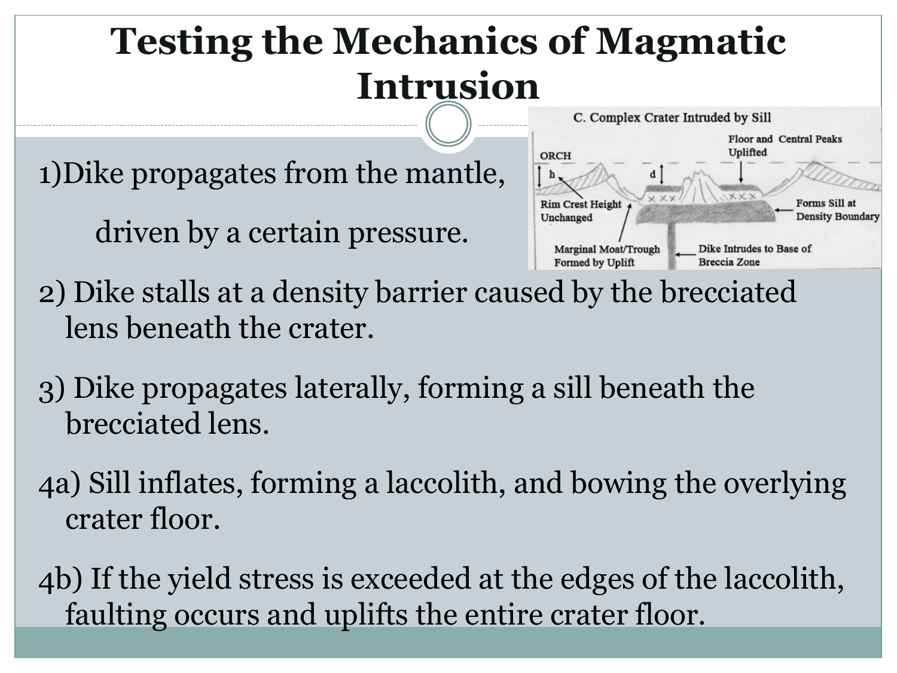# Testing the Mechanics of Magmatic Intrusion

1) Dike propagates from the mantle, driven by a certain pressure.

2) Dike stalls at a density barrier caused by the brecciated lens beneath the crater.

3) Dike propagates laterally, forming a sill beneath the brecciated lens.

4a) Sill inflates, forming a laccolith, and bowing the overlying crater floor.

4b) If the yield stress is exceeded at the edges of the laccolith, faulting occurs and uplifts the entire crater floor.

C. Complex Crater Intruded by Sill

ORCH; h; d; Floor and Central Peaks Uplifted; Rim Crest Height Unchanged; Forms Sill at Density Boundary; Marginal Moat/Trough Formed by Uplift; Dike Intrudes to Base of Breccia Zone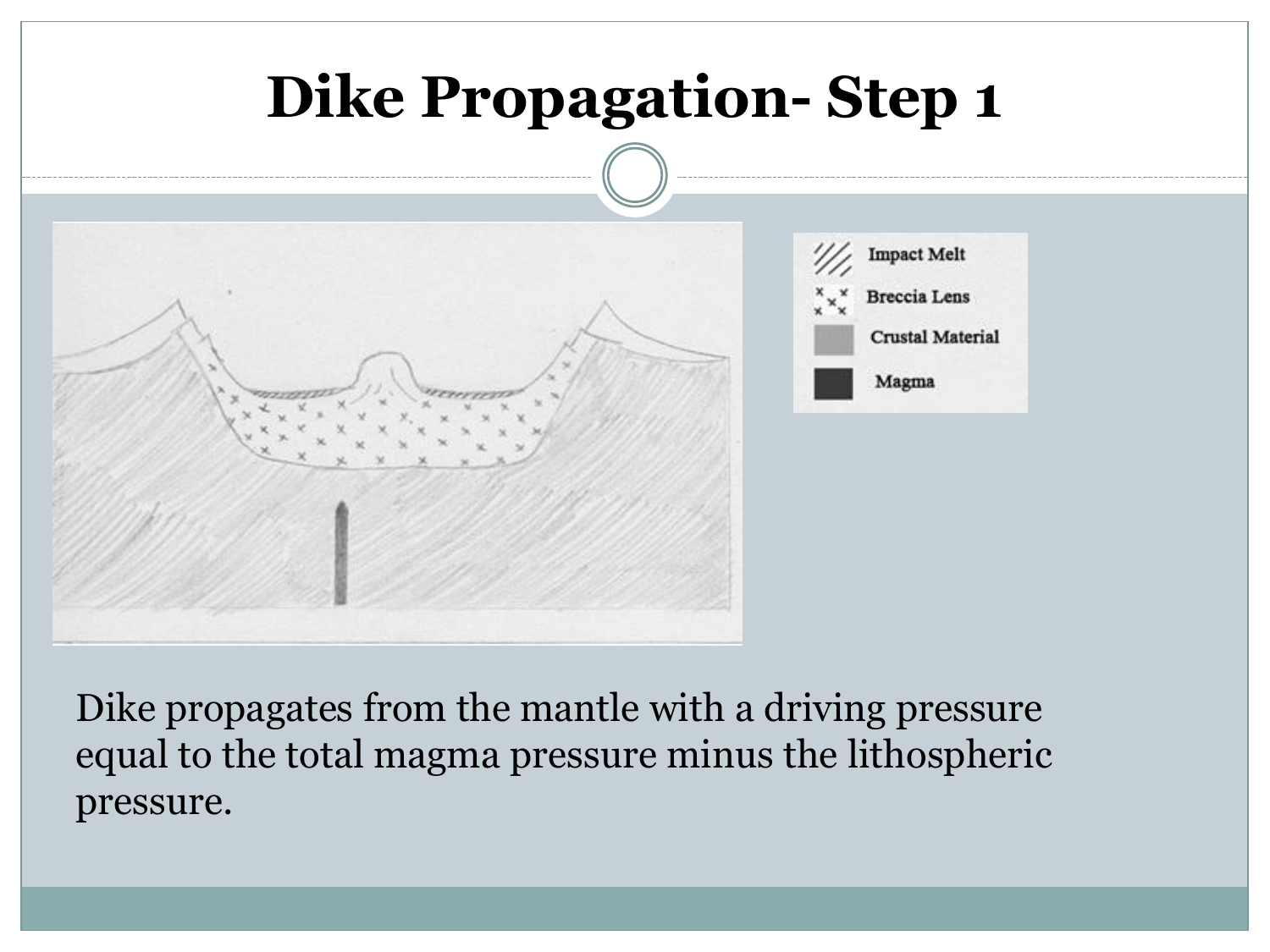# Dike Propagation- Step 1

Impact Melt

Breccia Lens

Crustal Material

Magma

Dike propagates from the mantle with a driving pressure equal to the total magma pressure minus the lithospheric pressure.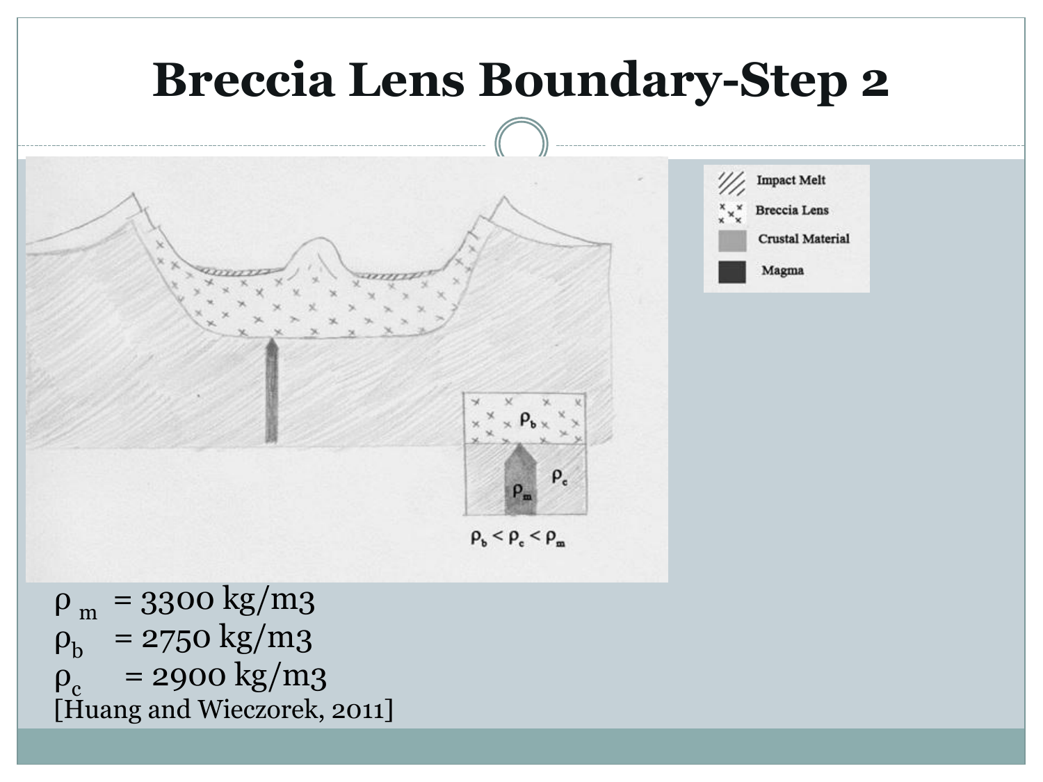# Breccia Lens Boundary-Step 2

$\rho_m$ = 3300 kg/m3
$\rho_b$ = 2750 kg/m3
$\rho_c$ = 2900 kg/m3
[Huang and Wieczorek, 2011]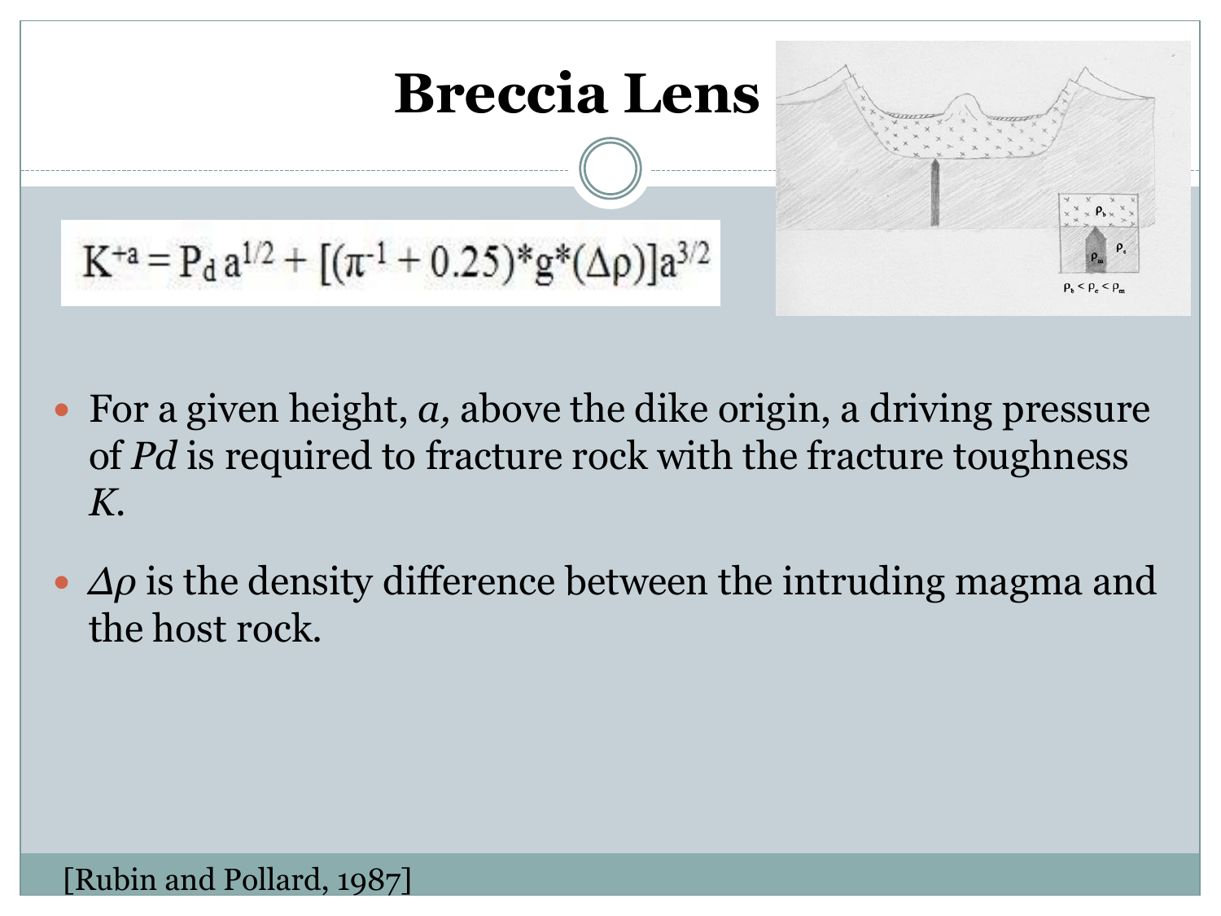# Breccia Lens

$$K^{+a} = P_d a^{1/2} + [(\pi^{-1} + 0.25)*g*(\Delta\rho)]a^{3/2}$$

- For a given height, *a,* above the dike origin, a driving pressure of *Pd* is required to fracture rock with the fracture toughness *K*.
- $\Delta\rho$ is the density difference between the intruding magma and the host rock.

[Rubin and Pollard, 1987]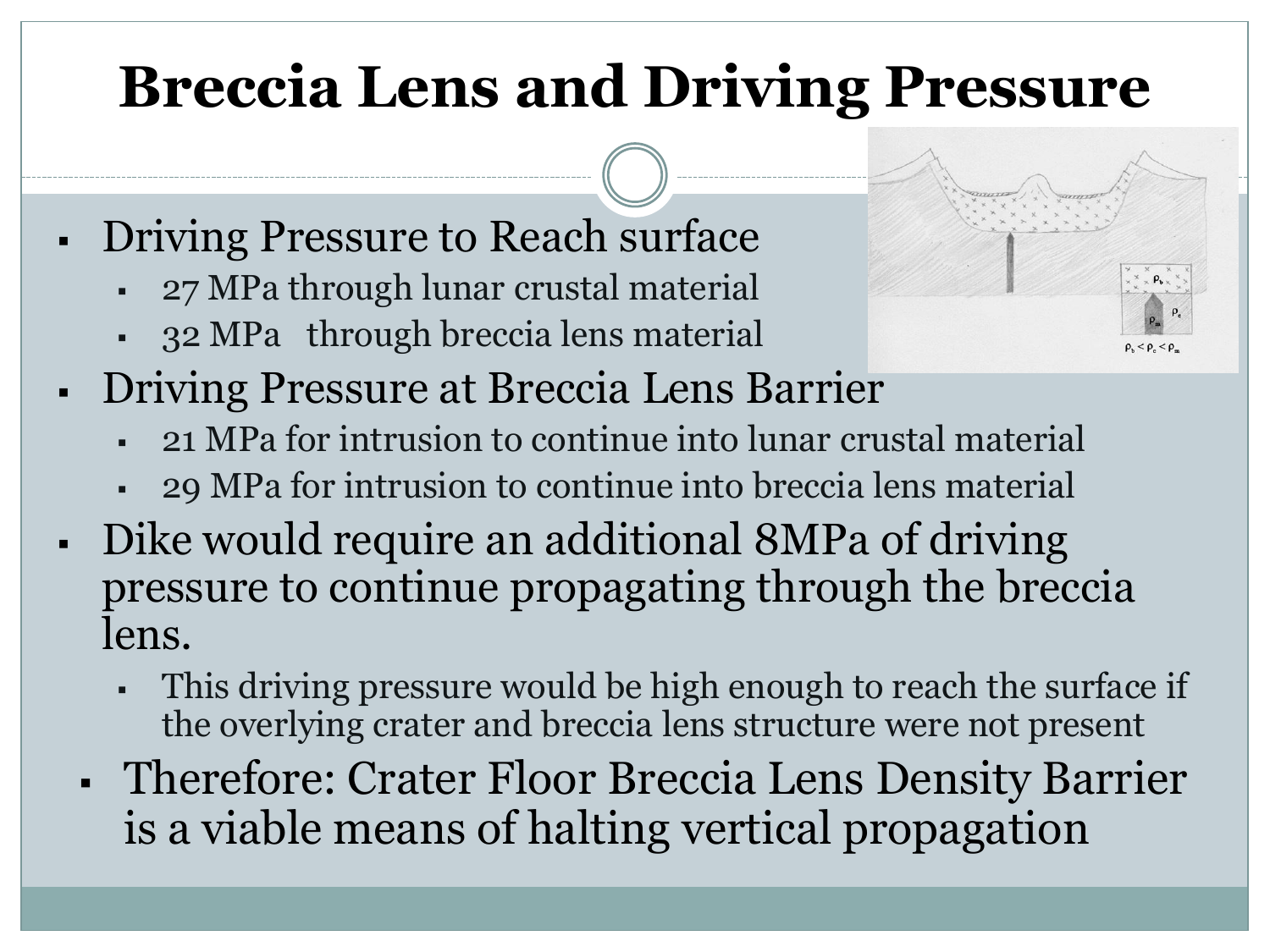# Breccia Lens and Driving Pressure

- Driving Pressure to Reach surface
  - 27 MPa through lunar crustal material
  - 32 MPa through breccia lens material
- Driving Pressure at Breccia Lens Barrier
  - 21 MPa for intrusion to continue into lunar crustal material
  - 29 MPa for intrusion to continue into breccia lens material
- Dike would require an additional 8MPa of driving pressure to continue propagating through the breccia lens.
  - This driving pressure would be high enough to reach the surface if the overlying crater and breccia lens structure were not present
- Therefore: Crater Floor Breccia Lens Density Barrier is a viable means of halting vertical propagation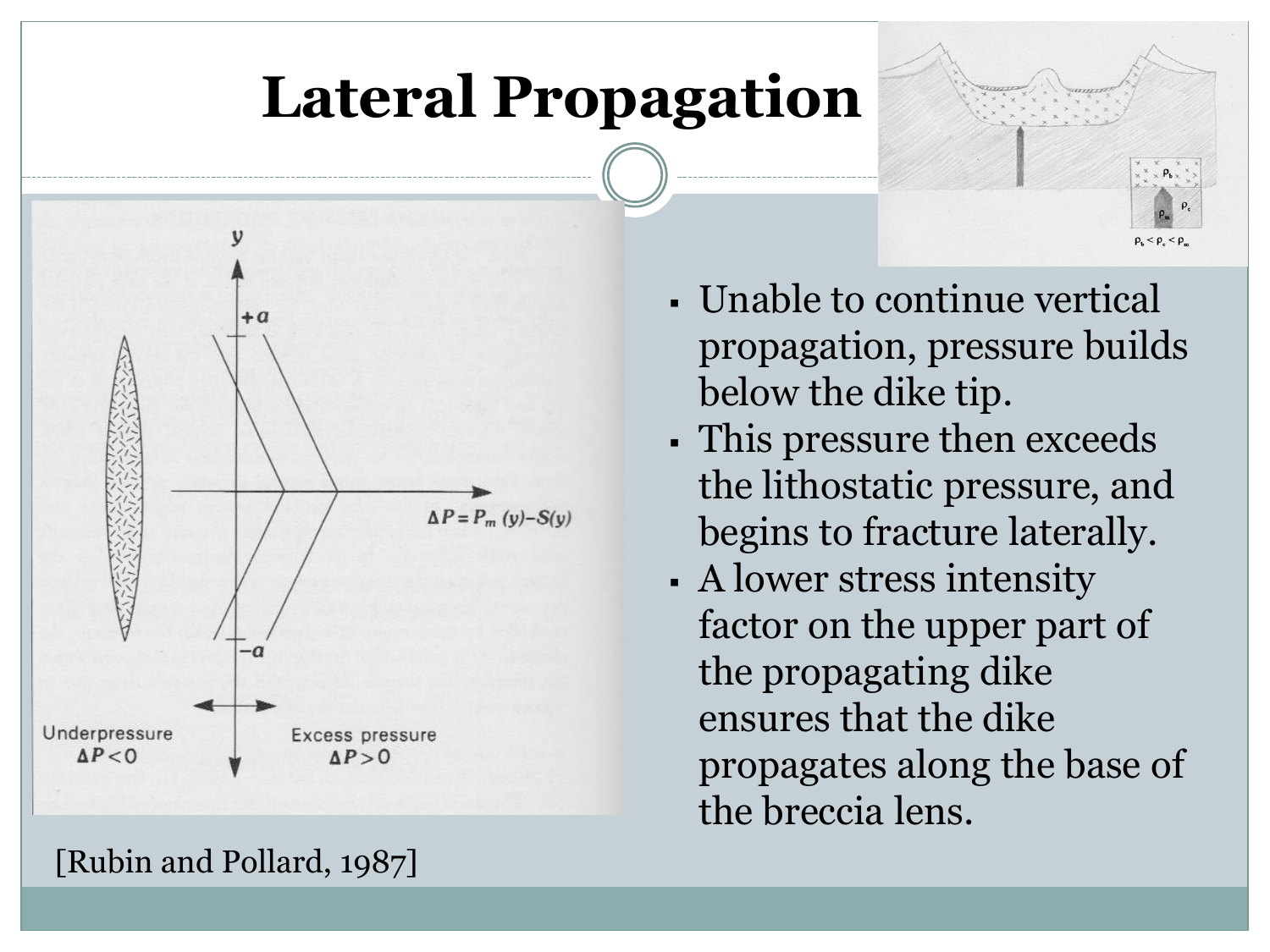# Lateral Propagation

- Unable to continue vertical propagation, pressure builds below the dike tip.
- This pressure then exceeds the lithostatic pressure, and begins to fracture laterally.
- A lower stress intensity factor on the upper part of the propagating dike ensures that the dike propagates along the base of the breccia lens.

[Rubin and Pollard, 1987]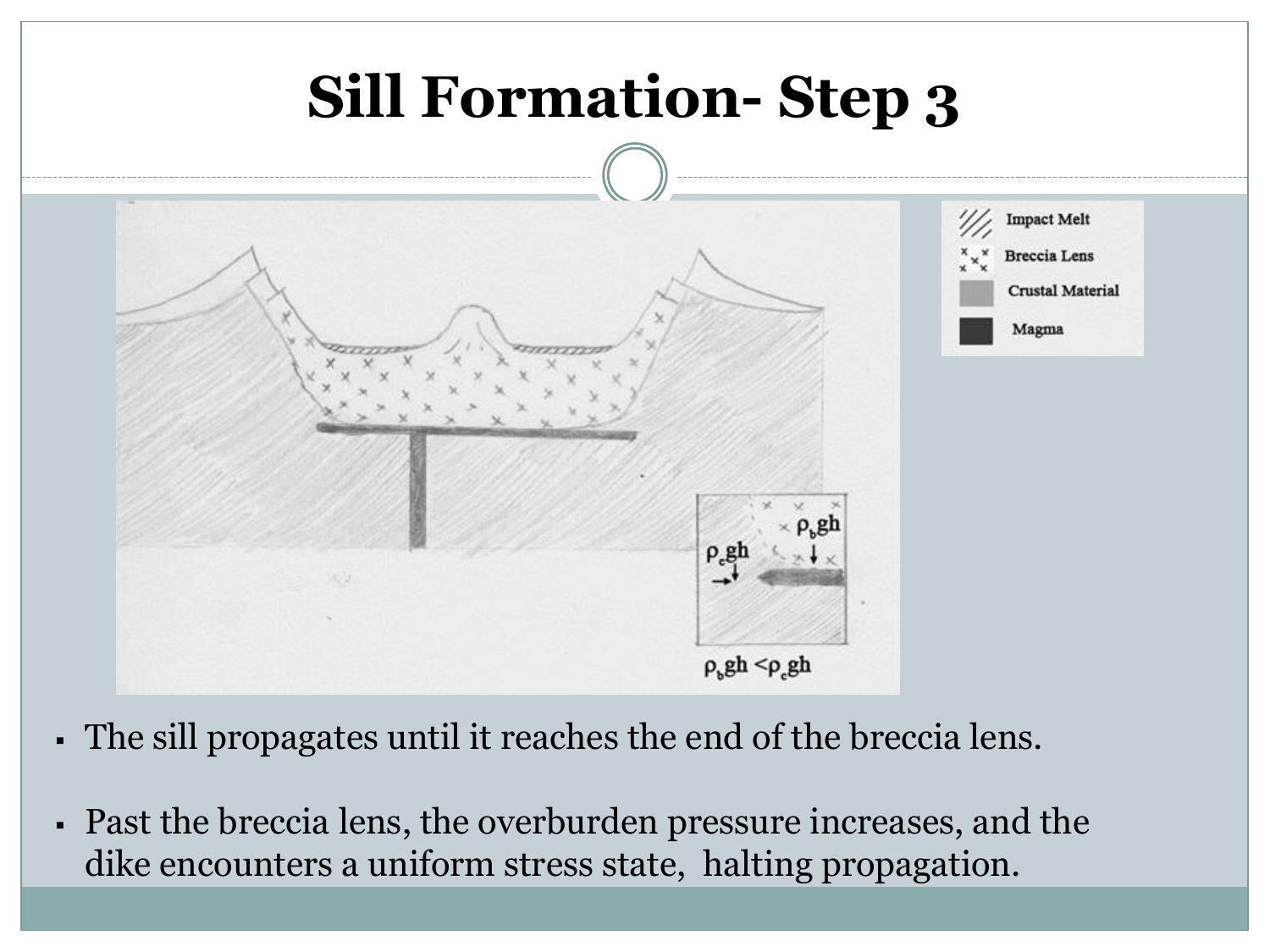# Sill Formation- Step 3

- The sill propagates until it reaches the end of the breccia lens.

- Past the breccia lens, the overburden pressure increases, and the dike encounters a uniform stress state, halting propagation.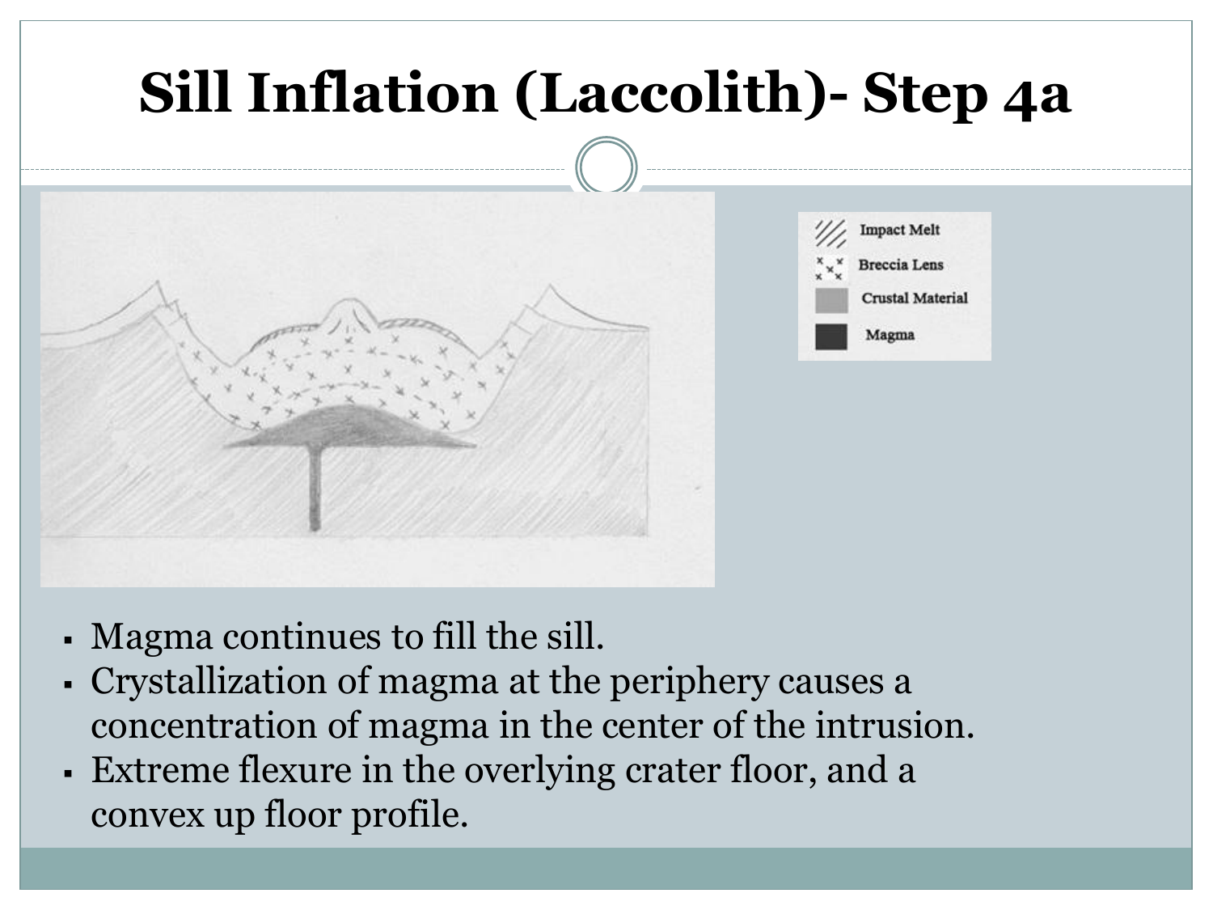# Sill Inflation (Laccolith)- Step 4a

- Magma continues to fill the sill.
- Crystallization of magma at the periphery causes a concentration of magma in the center of the intrusion.
- Extreme flexure in the overlying crater floor, and a convex up floor profile.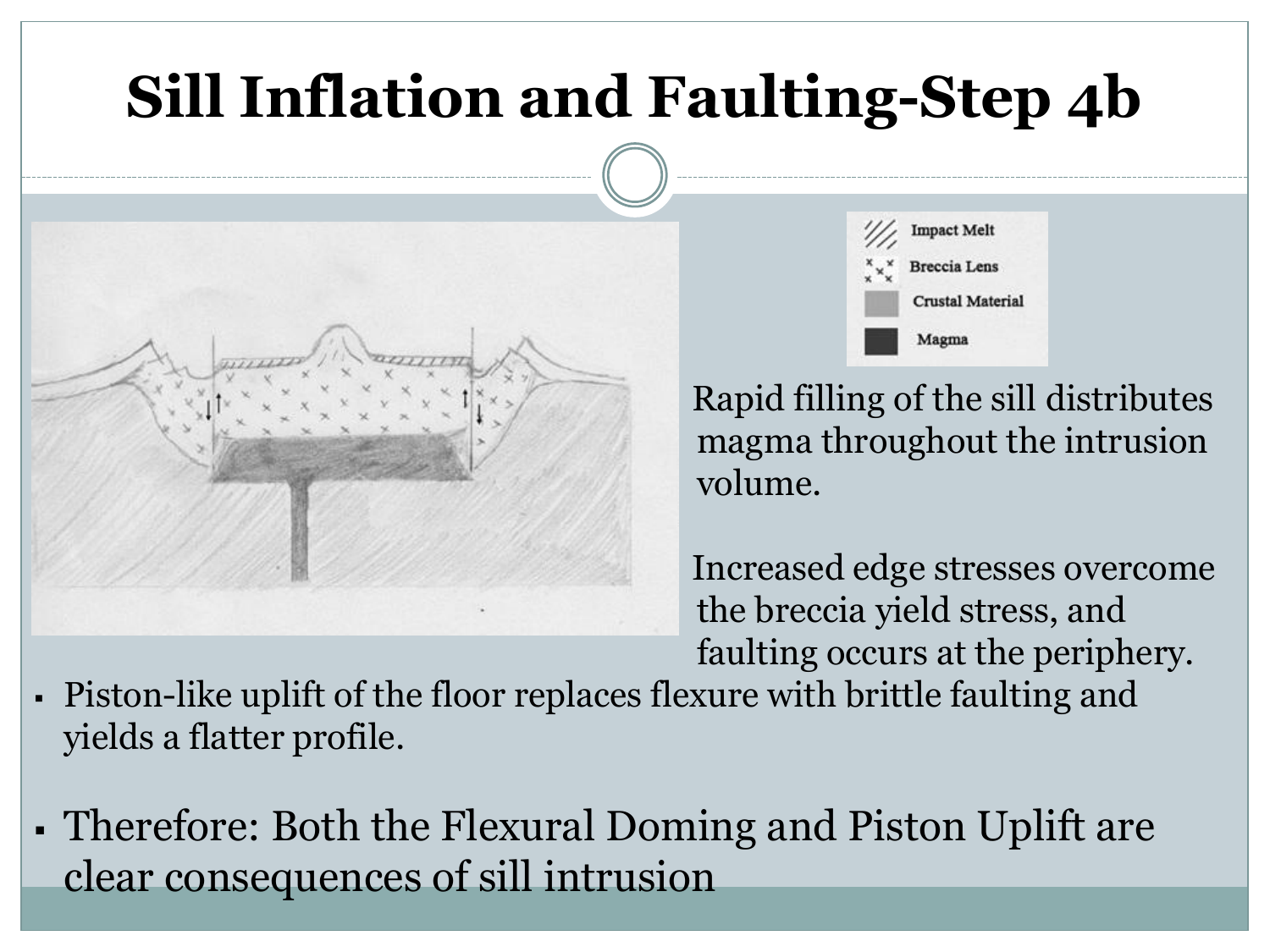# Sill Inflation and Faulting-Step 4b

Impact Melt

Breccia Lens

Crustal Material

Magma

Rapid filling of the sill distributes magma throughout the intrusion volume.

Increased edge stresses overcome the breccia yield stress, and faulting occurs at the periphery.

- Piston-like uplift of the floor replaces flexure with brittle faulting and yields a flatter profile.
- Therefore: Both the Flexural Doming and Piston Uplift are clear consequences of sill intrusion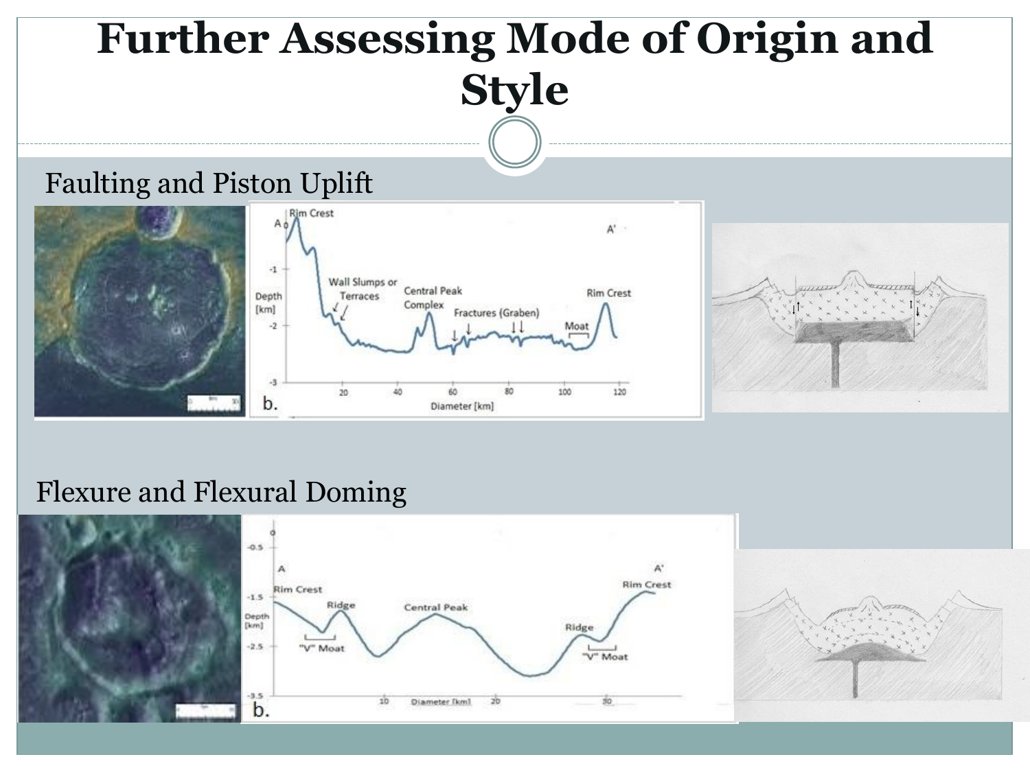# Further Assessing Mode of Origin and Style

## Faulting and Piston Uplift

A — Rim Crest — Wall Slumps or Terraces — Central Peak Complex — Fractures (Graben) — Moat — Rim Crest — A'

Depth [km] (0 to -3); Diameter [km] (20 to 120)

b.

## Flexure and Flexural Doming

A — Rim Crest — Ridge — "V" Moat — Central Peak — Ridge — "V" Moat — Rim Crest — A'

Depth [km] (0 to -3.5); Diameter [km] (10 to 30)

b.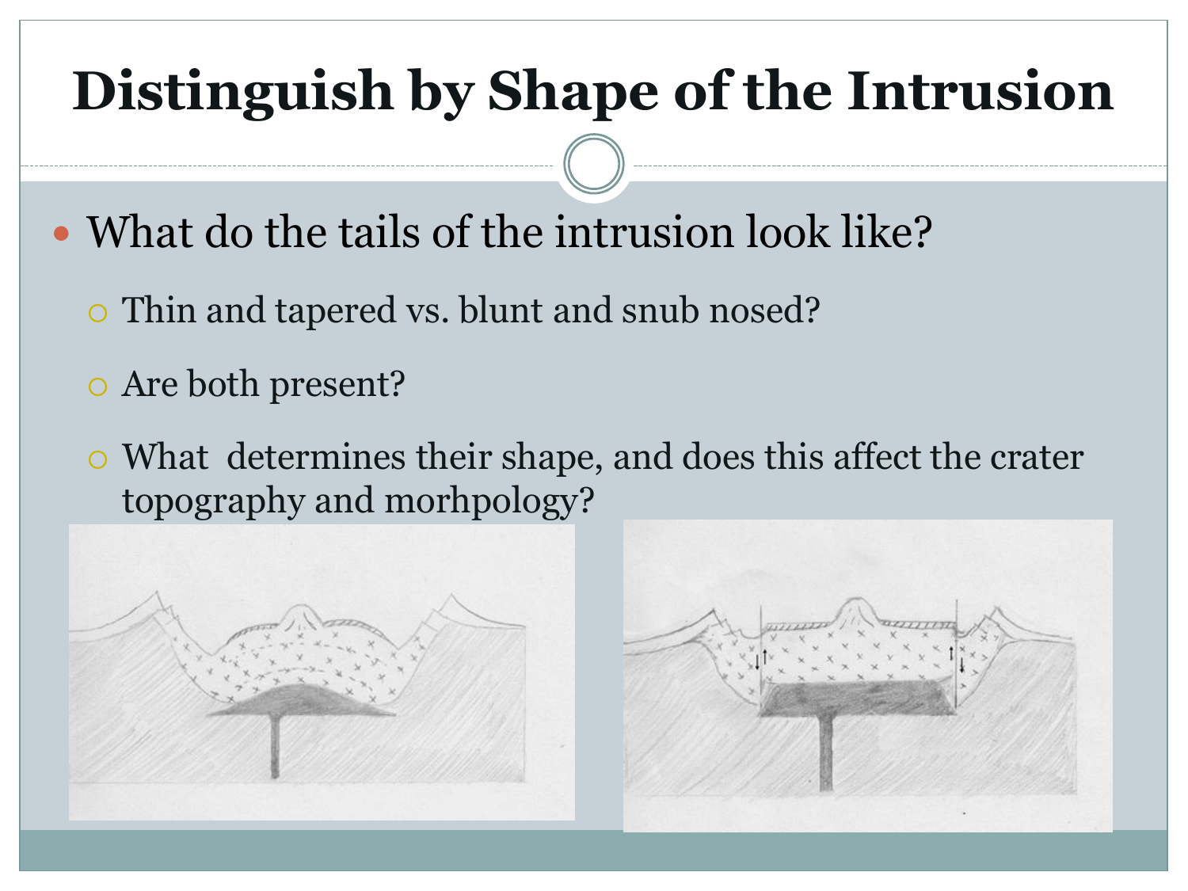# Distinguish by Shape of the Intrusion

- What do the tails of the intrusion look like?
  - Thin and tapered vs. blunt and snub nosed?
  - Are both present?
  - What determines their shape, and does this affect the crater topography and morhpology?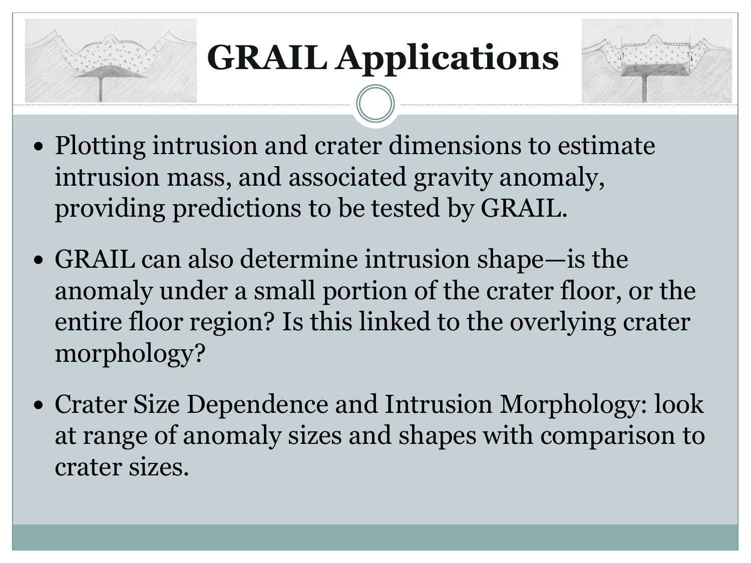# GRAIL Applications

- Plotting intrusion and crater dimensions to estimate intrusion mass, and associated gravity anomaly, providing predictions to be tested by GRAIL.
- GRAIL can also determine intrusion shape—is the anomaly under a small portion of the crater floor, or the entire floor region? Is this linked to the overlying crater morphology?
- Crater Size Dependence and Intrusion Morphology: look at range of anomaly sizes and shapes with comparison to crater sizes.